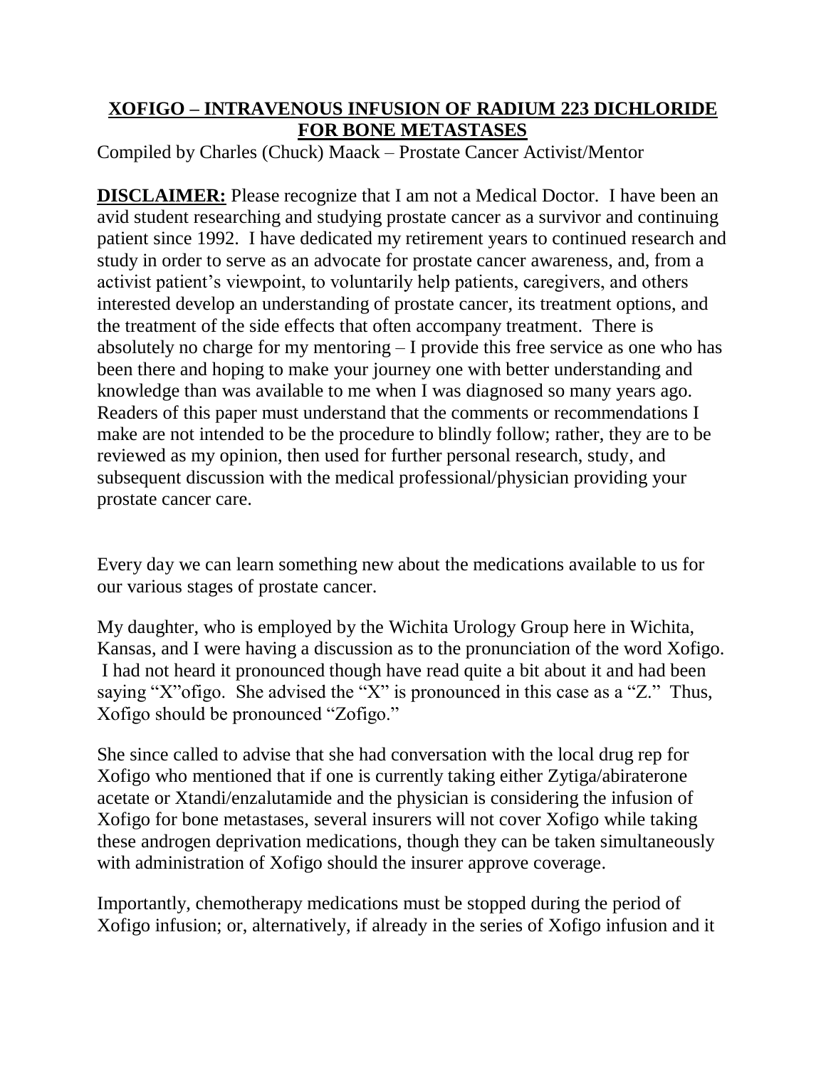# **XOFIGO – INTRAVENOUS INFUSION OF RADIUM 223 DICHLORIDE FOR BONE METASTASES**

Compiled by Charles (Chuck) Maack – Prostate Cancer Activist/Mentor

**DISCLAIMER:** Please recognize that I am not a Medical Doctor. I have been an avid student researching and studying prostate cancer as a survivor and continuing patient since 1992. I have dedicated my retirement years to continued research and study in order to serve as an advocate for prostate cancer awareness, and, from a activist patient's viewpoint, to voluntarily help patients, caregivers, and others interested develop an understanding of prostate cancer, its treatment options, and the treatment of the side effects that often accompany treatment. There is absolutely no charge for my mentoring – I provide this free service as one who has been there and hoping to make your journey one with better understanding and knowledge than was available to me when I was diagnosed so many years ago. Readers of this paper must understand that the comments or recommendations I make are not intended to be the procedure to blindly follow; rather, they are to be reviewed as my opinion, then used for further personal research, study, and subsequent discussion with the medical professional/physician providing your prostate cancer care.

Every day we can learn something new about the medications available to us for our various stages of prostate cancer.

My daughter, who is employed by the Wichita Urology Group here in Wichita, Kansas, and I were having a discussion as to the pronunciation of the word Xofigo. I had not heard it pronounced though have read quite a bit about it and had been saying "X"ofigo. She advised the "X" is pronounced in this case as a "Z." Thus, Xofigo should be pronounced "Zofigo."

She since called to advise that she had conversation with the local drug rep for Xofigo who mentioned that if one is currently taking either Zytiga/abiraterone acetate or Xtandi/enzalutamide and the physician is considering the infusion of Xofigo for bone metastases, several insurers will not cover Xofigo while taking these androgen deprivation medications, though they can be taken simultaneously with administration of Xofigo should the insurer approve coverage.

Importantly, chemotherapy medications must be stopped during the period of Xofigo infusion; or, alternatively, if already in the series of Xofigo infusion and it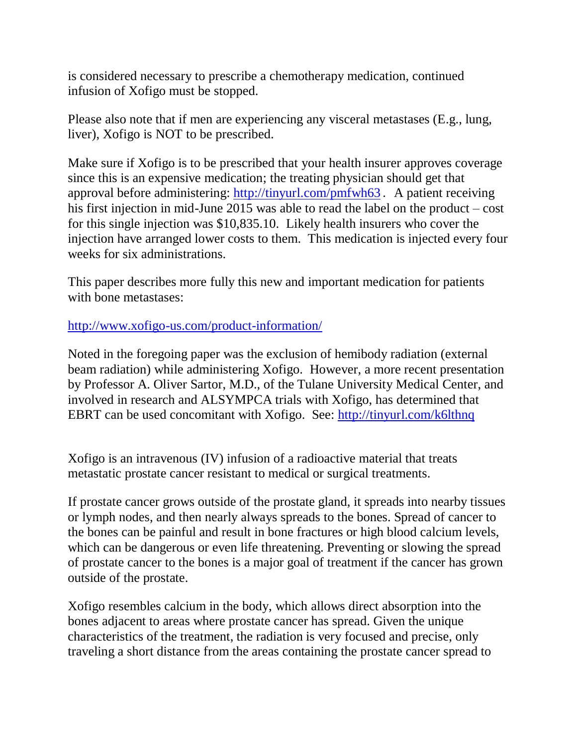is considered necessary to prescribe a chemotherapy medication, continued infusion of Xofigo must be stopped.

Please also note that if men are experiencing any visceral metastases (E.g., lung, liver), Xofigo is NOT to be prescribed.

Make sure if Xofigo is to be prescribed that your health insurer approves coverage since this is an expensive medication; the treating physician should get that approval before administering: [http://tinyurl.com/pmfwh63](http://tinyurl.com/pmfwh63). A patient receiving his first injection in mid-June 2015 was able to read the label on the product – cost for this single injection was $10,835.10. Likely health insurers who cover the injection have arranged lower costs to them. This medication is injected every four weeks for six administrations.

This paper describes more fully this new and important medication for patients with bone metastases:

[http://www.xofigo-us.com/product-information/](http://www.xofigo-us.com/product-information/)

Noted in the foregoing paper was the exclusion of hemibody radiation (external beam radiation) while administering Xofigo. However, a more recent presentation by Professor A. Oliver Sartor, M.D., of the Tulane University Medical Center, and involved in research and ALSYMPCA trials with Xofigo, has determined that EBRT can be used concomitant with Xofigo. See: [http://tinyurl.com/k6lthnq](http://tinyurl.com/k6lthnq)

Xofigo is an intravenous (IV) infusion of a radioactive material that treats metastatic prostate cancer resistant to medical or surgical treatments.

If prostate cancer grows outside of the prostate gland, it spreads into nearby tissues or lymph nodes, and then nearly always spreads to the bones. Spread of cancer to the bones can be painful and result in bone fractures or high blood calcium levels, which can be dangerous or even life threatening. Preventing or slowing the spread of prostate cancer to the bones is a major goal of treatment if the cancer has grown outside of the prostate.

Xofigo resembles calcium in the body, which allows direct absorption into the bones adjacent to areas where prostate cancer has spread. Given the unique characteristics of the treatment, the radiation is very focused and precise, only traveling a short distance from the areas containing the prostate cancer spread to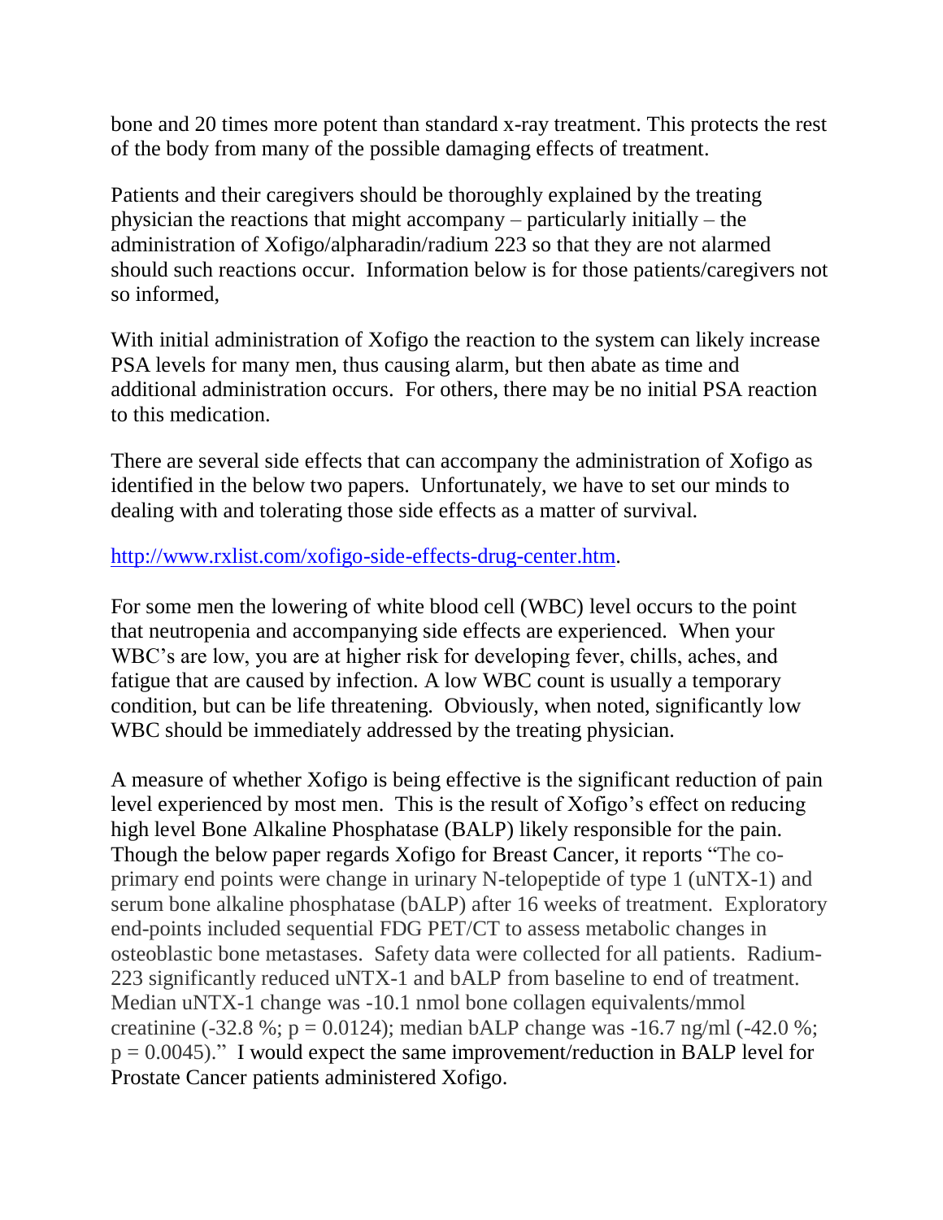bone and 20 times more potent than standard x-ray treatment. This protects the rest of the body from many of the possible damaging effects of treatment.

Patients and their caregivers should be thoroughly explained by the treating physician the reactions that might accompany – particularly initially – the administration of Xofigo/alpharadin/radium 223 so that they are not alarmed should such reactions occur. Information below is for those patients/caregivers not so informed,

With initial administration of Xofigo the reaction to the system can likely increase PSA levels for many men, thus causing alarm, but then abate as time and additional administration occurs. For others, there may be no initial PSA reaction to this medication.

There are several side effects that can accompany the administration of Xofigo as identified in the below two papers. Unfortunately, we have to set our minds to dealing with and tolerating those side effects as a matter of survival.

[http://www.rxlist.com/xofigo-side-effects-drug-center.htm](http://www.rxlist.com/xofigo-side-effects-drug-center.htm).

For some men the lowering of white blood cell (WBC) level occurs to the point that neutropenia and accompanying side effects are experienced. When your WBC's are low, you are at higher risk for developing fever, chills, aches, and fatigue that are caused by infection. A low WBC count is usually a temporary condition, but can be life threatening. Obviously, when noted, significantly low WBC should be immediately addressed by the treating physician.

A measure of whether Xofigo is being effective is the significant reduction of pain level experienced by most men. This is the result of Xofigo's effect on reducing high level Bone Alkaline Phosphatase (BALP) likely responsible for the pain. Though the below paper regards Xofigo for Breast Cancer, it reports "The co-primary end points were change in urinary N-telopeptide of type 1 (uNTX-1) and serum bone alkaline phosphatase (bALP) after 16 weeks of treatment. Exploratory end-points included sequential FDG PET/CT to assess metabolic changes in osteoblastic bone metastases. Safety data were collected for all patients. Radium-223 significantly reduced uNTX-1 and bALP from baseline to end of treatment. Median uNTX-1 change was -10.1 nmol bone collagen equivalents/mmol creatinine (-32.8 %; $p = 0.0124$); median bALP change was -16.7 ng/ml (-42.0 %; $p = 0.0045$)." I would expect the same improvement/reduction in BALP level for Prostate Cancer patients administered Xofigo.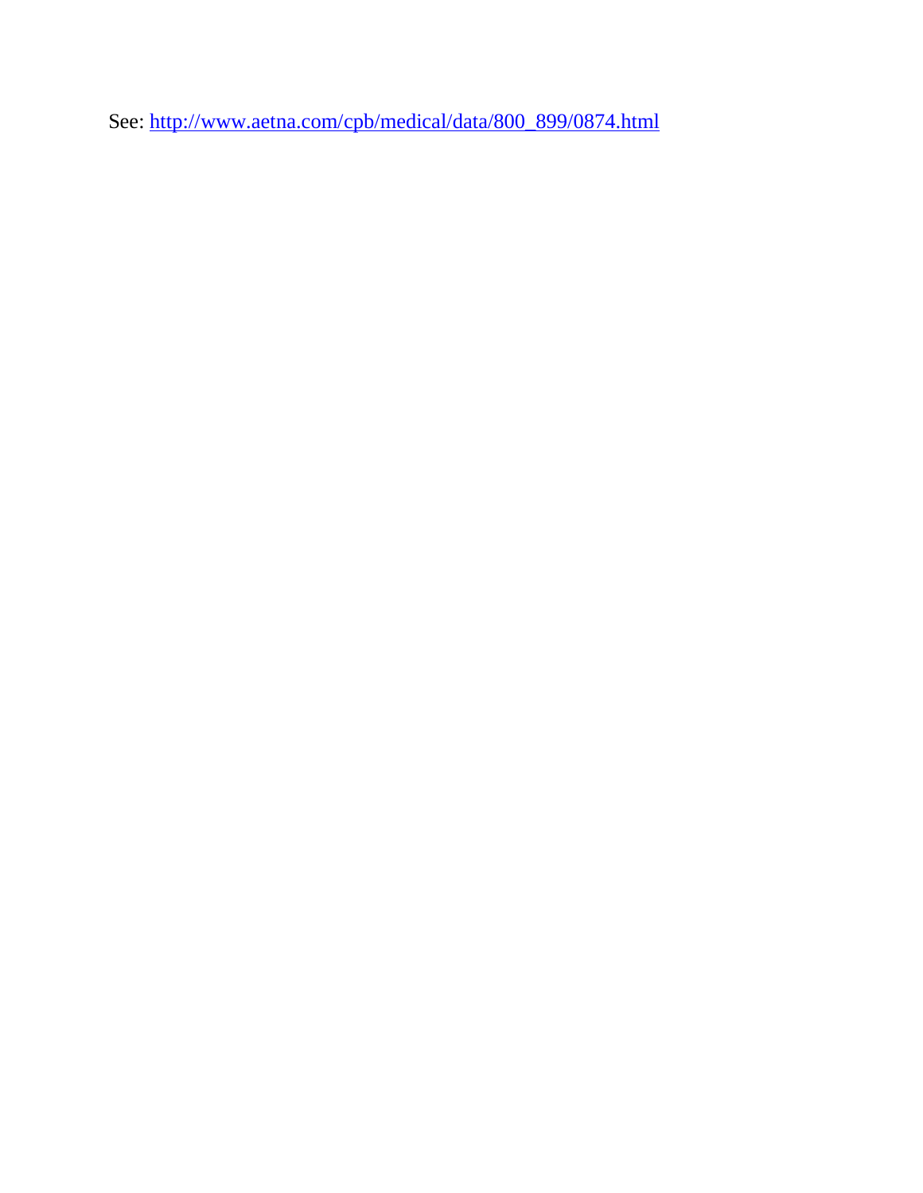See: http://www.aetna.com/cpb/medical/data/800_899/0874.html